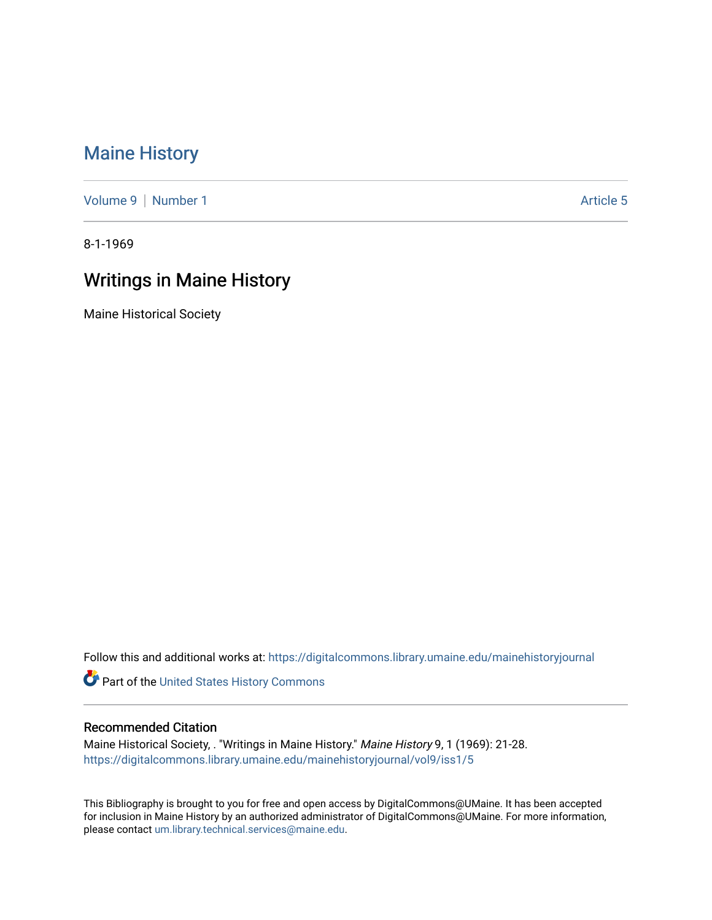# Maine History

Volume 9 | Number 1 | Article 5

8-1-1969

## Writings in Maine History

Maine Historical Society

Follow this and additional works at: https://digitalcommons.library.umaine.edu/mainehistoryjournal

Part of the United States History Commons

### Recommended Citation

Maine Historical Society, . "Writings in Maine History." *Maine History* 9, 1 (1969): 21-28.
https://digitalcommons.library.umaine.edu/mainehistoryjournal/vol9/iss1/5

This Bibliography is brought to you for free and open access by DigitalCommons@UMaine. It has been accepted for inclusion in Maine History by an authorized administrator of DigitalCommons@UMaine. For more information, please contact um.library.technical.services@maine.edu.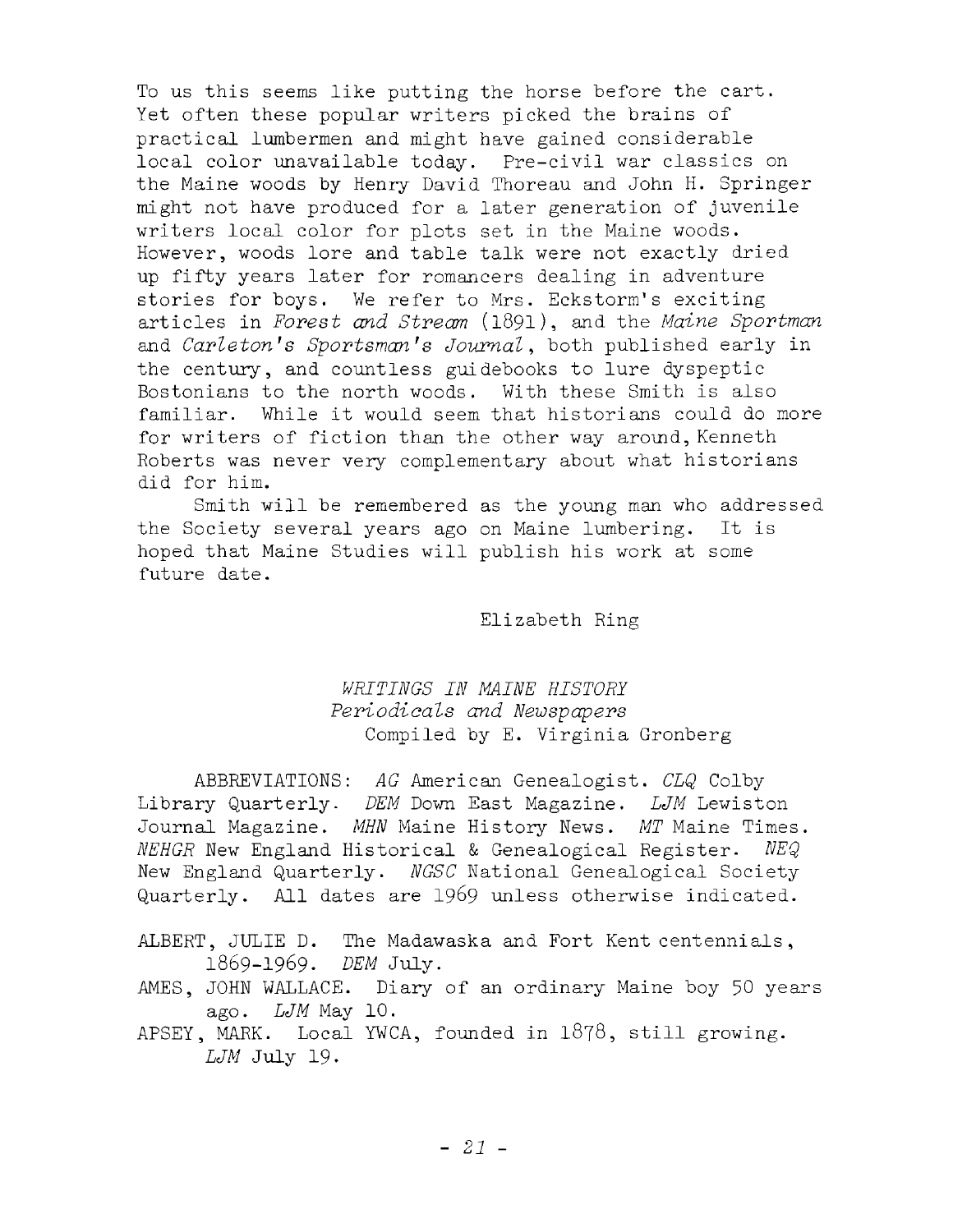To us this seems like putting the horse before the cart. Yet often these popular writers picked the brains of practical lumbermen and might have gained considerable local color unavailable today. Pre-civil war classics on the Maine woods by Henry David Thoreau and John H. Springer might not have produced for a later generation of juvenile writers local color for plots set in the Maine woods. However, woods lore and table talk were not exactly dried up fifty years later for romancers dealing in adventure stories for boys. We refer to Mrs. Eckstorm's exciting articles in *Forest and Stream* (1891), and the *Maine Sportman* and *Carleton's Sportsman's Journal*, both published early in the century, and countless guidebooks to lure dyspeptic Bostonians to the north woods. With these Smith is also familiar. While it would seem that historians could do more for writers of fiction than the other way around, Kenneth Roberts was never very complementary about what historians did for him.

Smith will be remembered as the young man who addressed the Society several years ago on Maine lumbering. It is hoped that Maine Studies will publish his work at some future date.

Elizabeth Ring

## *WRITINGS IN MAINE HISTORY*
### *Periodicals and Newspapers*
Compiled by E. Virginia Gronberg

ABBREVIATIONS: *AG* American Genealogist. *CLQ* Colby Library Quarterly. *DEM* Down East Magazine. *LJM* Lewiston Journal Magazine. *MHN* Maine History News. *MT* Maine Times. *NEHGR* New England Historical & Genealogical Register. *NEQ* New England Quarterly. *NGSC* National Genealogical Society Quarterly. All dates are 1969 unless otherwise indicated.

ALBERT, JULIE D. The Madawaska and Fort Kent centennials, 1869-1969. *DEM* July.

AMES, JOHN WALLACE. Diary of an ordinary Maine boy 50 years ago. *LJM* May 10.

APSEY, MARK. Local YWCA, founded in 1878, still growing. *LJM* July 19.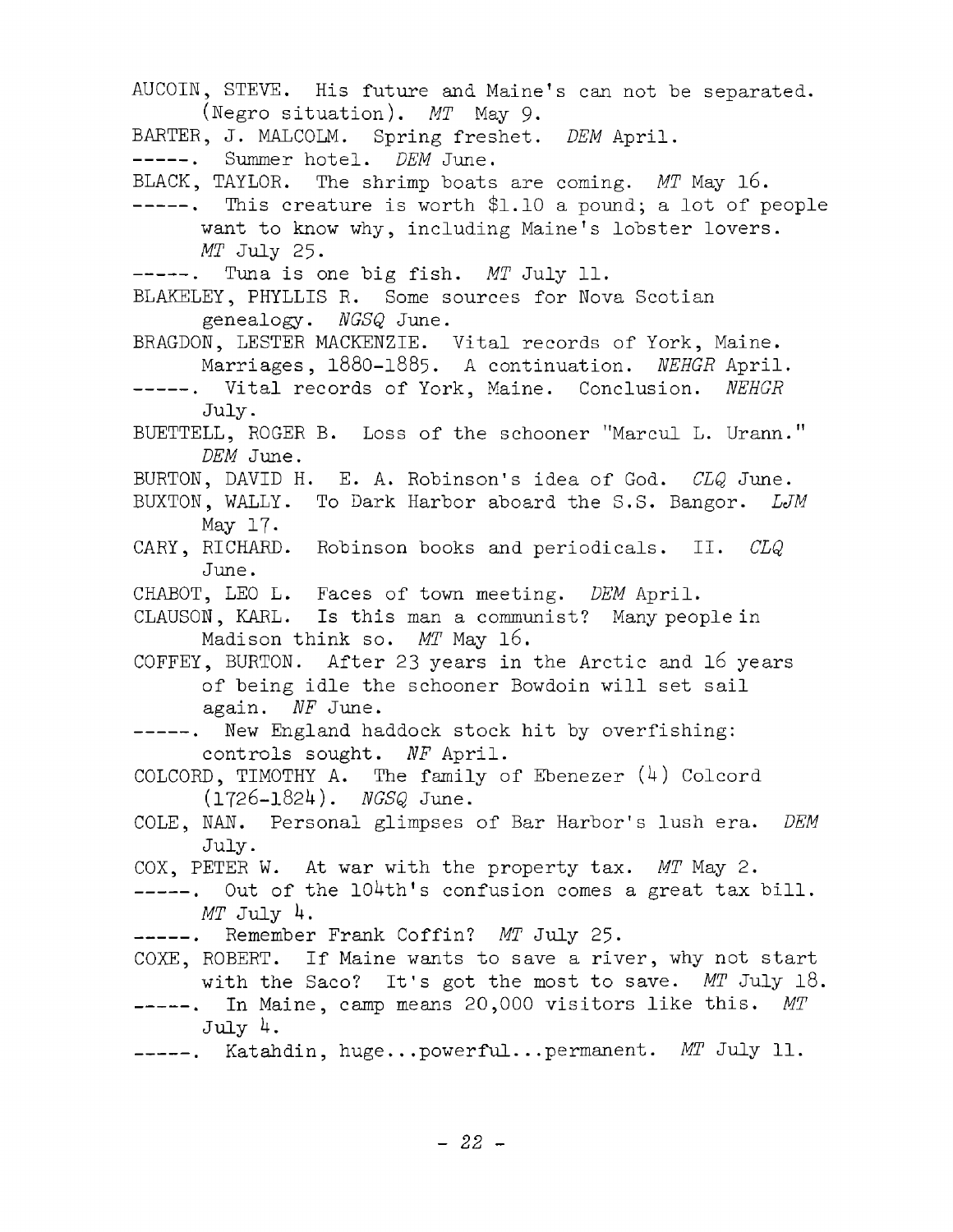AUCOIN, STEVE. His future and Maine's can not be separated. (Negro situation). *MT* May 9.

BARTER, J. MALCOLM. Spring freshet. *DEM* April.

-----. Summer hotel. *DEM* June.

BLACK, TAYLOR. The shrimp boats are coming. *MT* May 16.

-----. This creature is worth $1.10 a pound; a lot of people want to know why, including Maine's lobster lovers. *MT* July 25.

-----. Tuna is one big fish. *MT* July 11.

BLAKELEY, PHYLLIS R. Some sources for Nova Scotian genealogy. *NGSQ* June.

BRAGDON, LESTER MACKENZIE. Vital records of York, Maine. Marriages, 1880-1885. A continuation. *NEHGR* April.

-----. Vital records of York, Maine. Conclusion. *NEHGR* July.

BUETTELL, ROGER B. Loss of the schooner "Marcul L. Urann." *DEM* June.

BURTON, DAVID H. E. A. Robinson's idea of God. *CLQ* June.

BUXTON, WALLY. To Dark Harbor aboard the S.S. Bangor. *LJM* May 17.

CARY, RICHARD. Robinson books and periodicals. II. *CLQ* June.

CHABOT, LEO L. Faces of town meeting. *DEM* April.

CLAUSON, KARL. Is this man a communist? Many people in Madison think so. *MT* May 16.

COFFEY, BURTON. After 23 years in the Arctic and 16 years of being idle the schooner Bowdoin will set sail again. *NF* June.

-----. New England haddock stock hit by overfishing: controls sought. *NF* April.

COLCORD, TIMOTHY A. The family of Ebenezer (4) Colcord (1726-1824). *NGSQ* June.

COLE, NAN. Personal glimpses of Bar Harbor's lush era. *DEM* July.

COX, PETER W. At war with the property tax. *MT* May 2.

-----. Out of the 104th's confusion comes a great tax bill. *MT* July 4.

-----. Remember Frank Coffin? *MT* July 25.

COXE, ROBERT. If Maine wants to save a river, why not start with the Saco? It's got the most to save. *MT* July 18.

-----. In Maine, camp means 20,000 visitors like this. *MT* July 4.

-----. Katahdin, huge...powerful...permanent. *MT* July 11.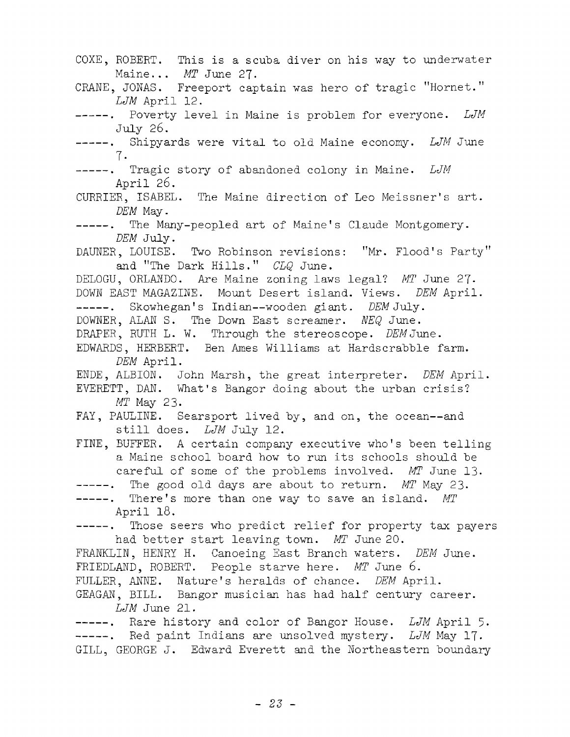COXE, ROBERT. This is a scuba diver on his way to underwater Maine... *MT* June 27.

CRANE, JONAS. Freeport captain was hero of tragic "Hornet." *LJM* April 12.

-----. Poverty level in Maine is problem for everyone. *LJM* July 26.

-----. Shipyards were vital to old Maine economy. *LJM* June 7.

-----. Tragic story of abandoned colony in Maine. *LJM* April 26.

CURRIER, ISABEL. The Maine direction of Leo Meissner's art. *DEM* May.

-----. The Many-peopled art of Maine's Claude Montgomery. *DEM* July.

DAUNER, LOUISE. Two Robinson revisions: "Mr. Flood's Party" and "The Dark Hills." *CLQ* June.

DELOGU, ORLANDO. Are Maine zoning laws legal? *MT* June 27.

DOWN EAST MAGAZINE. Mount Desert island. Views. *DEM* April.

-----. Skowhegan's Indian--wooden giant. *DEM* July.

DOWNER, ALAN S. The Down East screamer. *NEQ* June.

DRAPER, RUTH L. W. Through the stereoscope. *DEM* June.

EDWARDS, HERBERT. Ben Ames Williams at Hardscrabble farm. *DEM* April.

ENDE, ALBION. John Marsh, the great interpreter. *DEM* April.

EVERETT, DAN. What's Bangor doing about the urban crisis? *MT* May 23.

FAY, PAULINE. Searsport lived by, and on, the ocean--and still does. *LJM* July 12.

FINE, BUFFER. A certain company executive who's been telling a Maine school board how to run its schools should be careful of some of the problems involved. *MT* June 13.

-----. The good old days are about to return. *MT* May 23.

-----. There's more than one way to save an island. *MT* April 18.

-----. Those seers who predict relief for property tax payers had better start leaving town. *MT* June 20.

FRANKLIN, HENRY H. Canoeing East Branch waters. *DEM* June.

FRIEDLAND, ROBERT. People starve here. *MT* June 6.

FULLER, ANNE. Nature's heralds of chance. *DEM* April.

GEAGAN, BILL. Bangor musician has had half century career. *LJM* June 21.

-----. Rare history and color of Bangor House. *LJM* April 5.

-----. Red paint Indians are unsolved mystery. *LJM* May 17.

GILL, GEORGE J. Edward Everett and the Northeastern boundary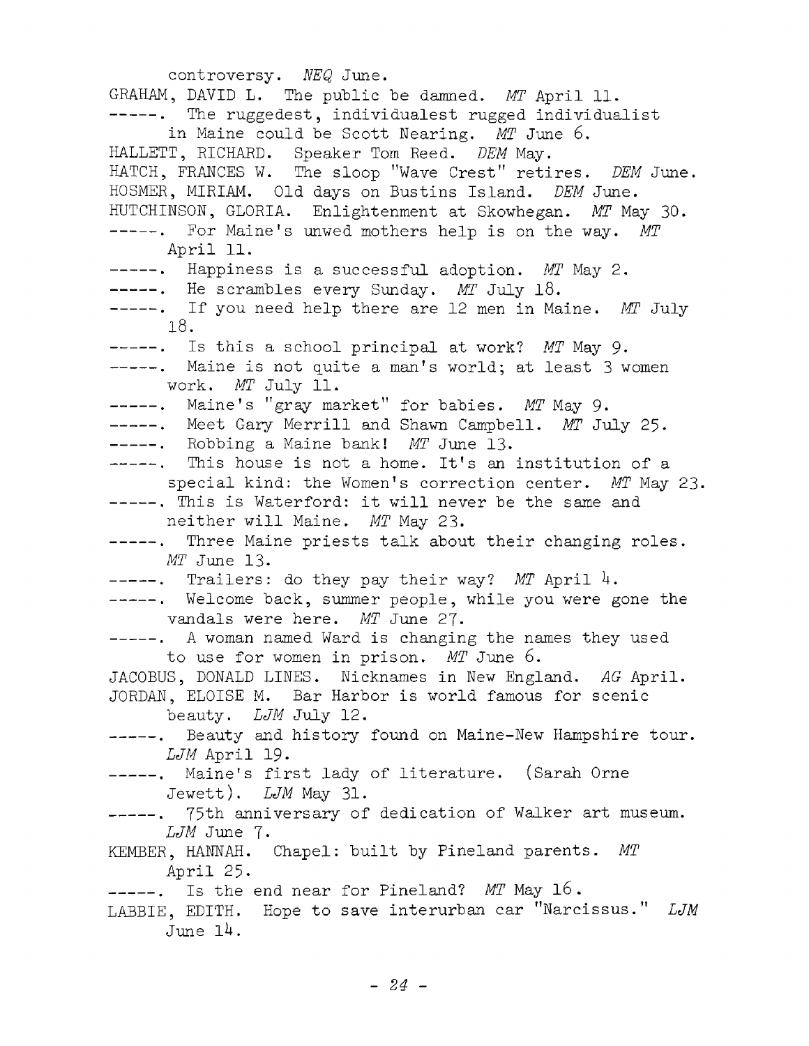controversy. *NEQ* June.

GRAHAM, DAVID L. The public be damned. *MT* April 11.

-----. The ruggedest, individualest rugged individualist in Maine could be Scott Nearing. *MT* June 6.

HALLETT, RICHARD. Speaker Tom Reed. *DEM* May.

HATCH, FRANCES W. The sloop "Wave Crest" retires. *DEM* June.

HOSMER, MIRIAM. Old days on Bustins Island. *DEM* June.

HUTCHINSON, GLORIA. Enlightenment at Skowhegan. *MT* May 30.

-----. For Maine's unwed mothers help is on the way. *MT* April 11.

-----. Happiness is a successful adoption. *MT* May 2.

-----. He scrambles every Sunday. *MT* July 18.

-----. If you need help there are 12 men in Maine. *MT* July 18.

-----. Is this a school principal at work? *MT* May 9.

-----. Maine is not quite a man's world; at least 3 women work. *MT* July 11.

-----. Maine's "gray market" for babies. *MT* May 9.

-----. Meet Gary Merrill and Shawn Campbell. *MT* July 25.

-----. Robbing a Maine bank! *MT* June 13.

-----. This house is not a home. It's an institution of a special kind: the Women's correction center. *MT* May 23.

-----. This is Waterford: it will never be the same and neither will Maine. *MT* May 23.

-----. Three Maine priests talk about their changing roles. *MT* June 13.

-----. Trailers: do they pay their way? *MT* April 4.

-----. Welcome back, summer people, while you were gone the vandals were here. *MT* June 27.

-----. A woman named Ward is changing the names they used to use for women in prison. *MT* June 6.

JACOBUS, DONALD LINES. Nicknames in New England. *AG* April.

JORDAN, ELOISE M. Bar Harbor is world famous for scenic beauty. *LJM* July 12.

-----. Beauty and history found on Maine-New Hampshire tour. *LJM* April 19.

-----. Maine's first lady of literature. (Sarah Orne Jewett). *LJM* May 31.

-----. 75th anniversary of dedication of Walker art museum. *LJM* June 7.

KEMBER, HANNAH. Chapel: built by Pineland parents. *MT* April 25.

-----. Is the end near for Pineland? *MT* May 16.

LABBIE, EDITH. Hope to save interurban car "Narcissus." *LJM* June 14.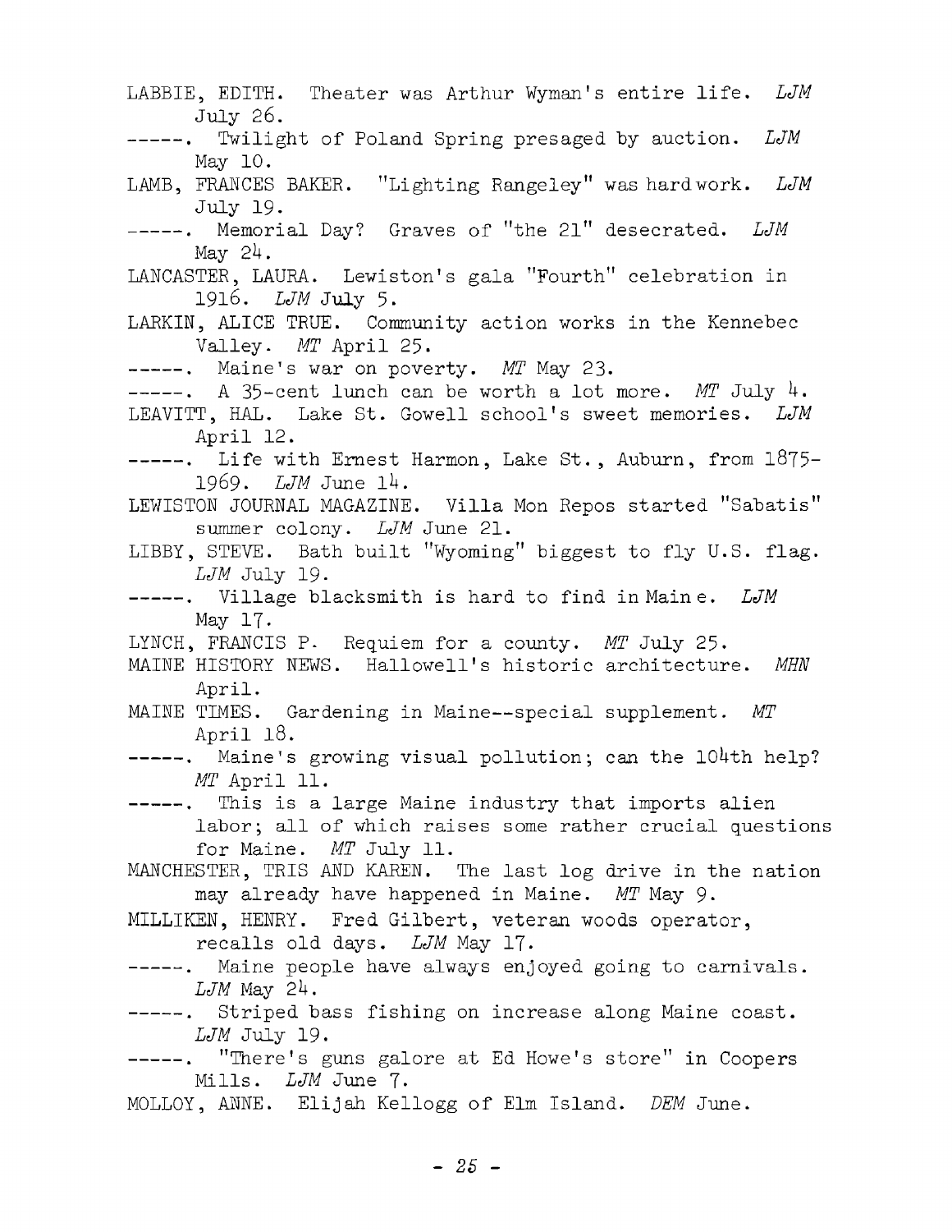LABBIE, EDITH. Theater was Arthur Wyman's entire life. *LJM* July 26.

-----. Twilight of Poland Spring presaged by auction. *LJM* May 10.

LAMB, FRANCES BAKER. "Lighting Rangeley" was hard work. *LJM* July 19.

-----. Memorial Day? Graves of "the 21" desecrated. *LJM* May 24.

LANCASTER, LAURA. Lewiston's gala "Fourth" celebration in 1916. *LJM* July 5.

LARKIN, ALICE TRUE. Community action works in the Kennebec Valley. *MT* April 25.

-----. Maine's war on poverty. *MT* May 23.

-----. A 35-cent lunch can be worth a lot more. *MT* July 4.

LEAVITT, HAL. Lake St. Gowell school's sweet memories. *LJM* April 12.

-----. Life with Ernest Harmon, Lake St., Auburn, from 1875-1969. *LJM* June 14.

LEWISTON JOURNAL MAGAZINE. Villa Mon Repos started "Sabatis" summer colony. *LJM* June 21.

LIBBY, STEVE. Bath built "Wyoming" biggest to fly U.S. flag. *LJM* July 19.

-----. Village blacksmith is hard to find in Maine. *LJM* May 17.

LYNCH, FRANCIS P. Requiem for a county. *MT* July 25.

MAINE HISTORY NEWS. Hallowell's historic architecture. *MHN* April.

MAINE TIMES. Gardening in Maine--special supplement. *MT* April 18.

-----. Maine's growing visual pollution; can the 104th help? *MT* April 11.

-----. This is a large Maine industry that imports alien labor; all of which raises some rather crucial questions for Maine. *MT* July 11.

MANCHESTER, TRIS AND KAREN. The last log drive in the nation may already have happened in Maine. *MT* May 9.

MILLIKEN, HENRY. Fred Gilbert, veteran woods operator, recalls old days. *LJM* May 17.

-----. Maine people have always enjoyed going to carnivals. *LJM* May 24.

-----. Striped bass fishing on increase along Maine coast. *LJM* July 19.

-----. "There's guns galore at Ed Howe's store" in Coopers Mills. *LJM* June 7.

MOLLOY, ANNE. Elijah Kellogg of Elm Island. *DEM* June.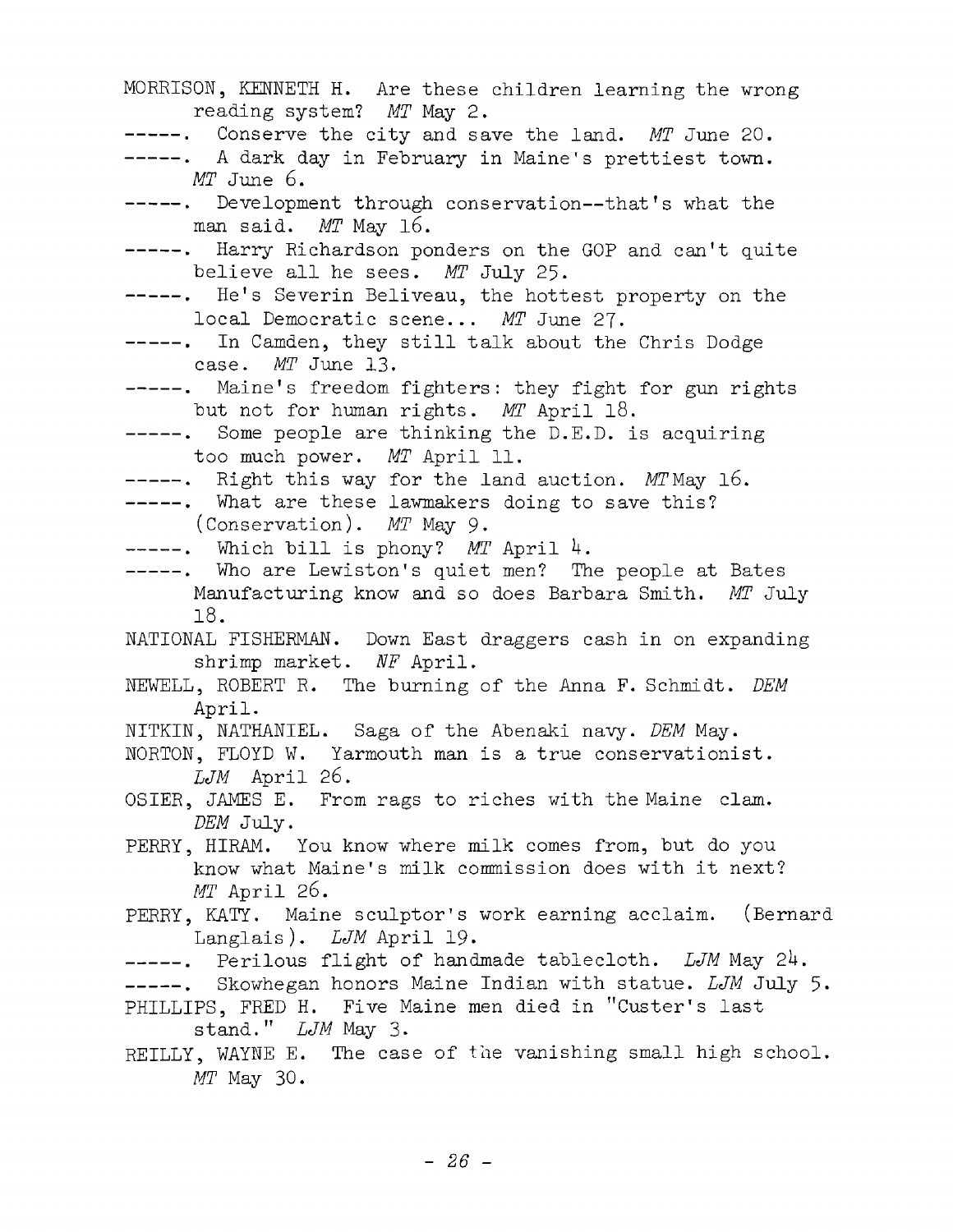MORRISON, KENNETH H. Are these children learning the wrong reading system? *MT* May 2.

-----. Conserve the city and save the land. *MT* June 20.

-----. A dark day in February in Maine's prettiest town. *MT* June 6.

-----. Development through conservation--that's what the man said. *MT* May 16.

-----. Harry Richardson ponders on the GOP and can't quite believe all he sees. *MT* July 25.

-----. He's Severin Beliveau, the hottest property on the local Democratic scene... *MT* June 27.

-----. In Camden, they still talk about the Chris Dodge case. *MT* June 13.

-----. Maine's freedom fighters: they fight for gun rights but not for human rights. *MT* April 18.

-----. Some people are thinking the D.E.D. is acquiring too much power. *MT* April 11.

-----. Right this way for the land auction. *MT* May 16.

-----. What are these lawmakers doing to save this? (Conservation). *MT* May 9.

-----. Which bill is phony? *MT* April 4.

-----. Who are Lewiston's quiet men? The people at Bates Manufacturing know and so does Barbara Smith. *MT* July 18.

NATIONAL FISHERMAN. Down East draggers cash in on expanding shrimp market. *NF* April.

NEWELL, ROBERT R. The burning of the Anna F. Schmidt. *DEM* April.

NITKIN, NATHANIEL. Saga of the Abenaki navy. *DEM* May.

NORTON, FLOYD W. Yarmouth man is a true conservationist. *LJM* April 26.

OSIER, JAMES E. From rags to riches with the Maine clam. *DEM* July.

PERRY, HIRAM. You know where milk comes from, but do you know what Maine's milk commission does with it next? *MT* April 26.

PERRY, KATY. Maine sculptor's work earning acclaim. (Bernard Langlais). *LJM* April 19.

-----. Perilous flight of handmade tablecloth. *LJM* May 24.

-----. Skowhegan honors Maine Indian with statue. *LJM* July 5.

PHILLIPS, FRED H. Five Maine men died in "Custer's last stand." *LJM* May 3.

REILLY, WAYNE E. The case of the vanishing small high school. *MT* May 30.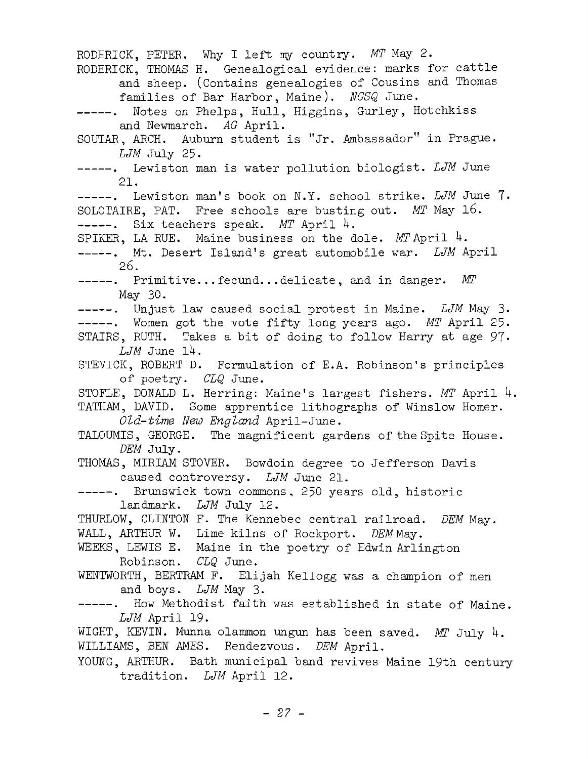RODERICK, PETER. Why I left my country. *MT* May 2.

RODERICK, THOMAS H. Genealogical evidence: marks for cattle and sheep. (Contains genealogies of Cousins and Thomas families of Bar Harbor, Maine). *NGSQ* June.

-----. Notes on Phelps, Hull, Higgins, Gurley, Hotchkiss and Newmarch. *AG* April.

SOUTAR, ARCH. Auburn student is "Jr. Ambassador" in Prague. *LJM* July 25.

-----. Lewiston man is water pollution biologist. *LJM* June 21.

-----. Lewiston man's book on N.Y. school strike. *LJM* June 7.

SOLOTAIRE, PAT. Free schools are busting out. *MT* May 16.

-----. Six teachers speak. *MT* April 4.

SPIKER, LA RUE. Maine business on the dole. *MT* April 4.

-----. Mt. Desert Island's great automobile war. *LJM* April 26.

-----. Primitive...fecund...delicate, and in danger. *MT* May 30.

-----. Unjust law caused social protest in Maine. *LJM* May 3.

-----. Women got the vote fifty long years ago. *MT* April 25.

STAIRS, RUTH. Takes a bit of doing to follow Harry at age 97. *LJM* June 14.

STEVICK, ROBERT D. Formulation of E.A. Robinson's principles of poetry. *CLQ* June.

STOFLE, DONALD L. Herring: Maine's largest fishers. *MT* April 4.

TATHAM, DAVID. Some apprentice lithographs of Winslow Homer. *Old-time New England* April-June.

TALOUMIS, GEORGE. The magnificent gardens of the Spite House. *DEM* July.

THOMAS, MIRIAM STOVER. Bowdoin degree to Jefferson Davis caused controversy. *LJM* June 21.

-----. Brunswick town commons, 250 years old, historic landmark. *LJM* July 12.

THURLOW, CLINTON F. The Kennebec central railroad. *DEM* May.

WALL, ARTHUR W. Lime kilns of Rockport. *DEM* May.

WEEKS, LEWIS E. Maine in the poetry of Edwin Arlington Robinson. *CLQ* June.

WENTWORTH, BERTRAM F. Elijah Kellogg was a champion of men and boys. *LJM* May 3.

-----. How Methodist faith was established in state of Maine. *LJM* April 19.

WIGHT, KEVIN. Munna olammon ungun has been saved. *MT* July 4.

WILLIAMS, BEN AMES. Rendezvous. *DEM* April.

YOUNG, ARTHUR. Bath municipal band revives Maine 19th century tradition. *LJM* April 12.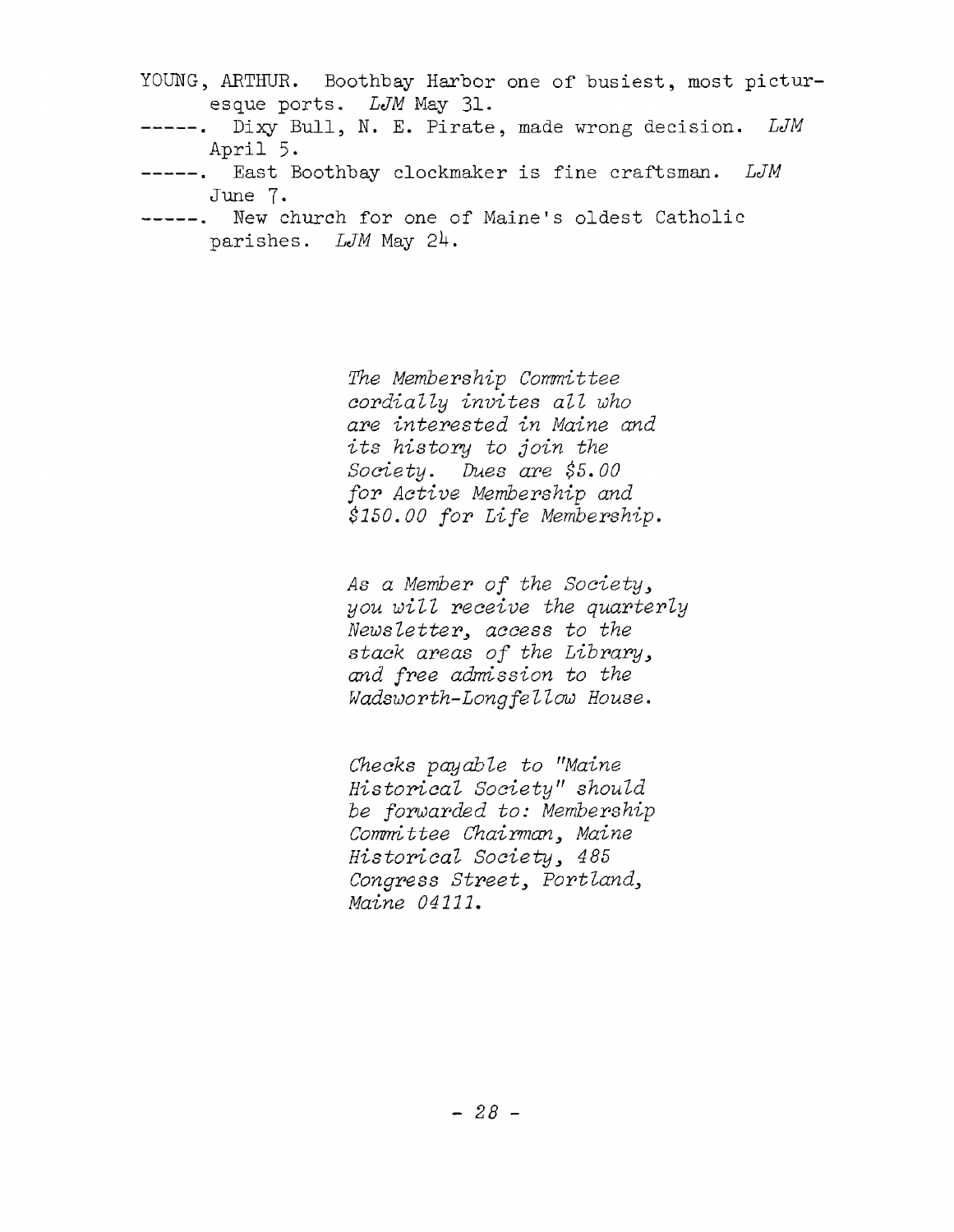YOUNG, ARTHUR. Boothbay Harbor one of busiest, most picturesque ports. *LJM* May 31.

-----. Dixy Bull, N. E. Pirate, made wrong decision. *LJM* April 5.

-----. East Boothbay clockmaker is fine craftsman. *LJM* June 7.

-----. New church for one of Maine's oldest Catholic parishes. *LJM* May 24.

*The Membership Committee cordially invites all who are interested in Maine and its history to join the Society. Dues are $5.00 for Active Membership and $150.00 for Life Membership.*

*As a Member of the Society, you will receive the quarterly Newsletter, access to the stack areas of the Library, and free admission to the Wadsworth-Longfellow House.*

*Checks payable to "Maine Historical Society" should be forwarded to: Membership Committee Chairman, Maine Historical Society, 485 Congress Street, Portland, Maine 04111.*